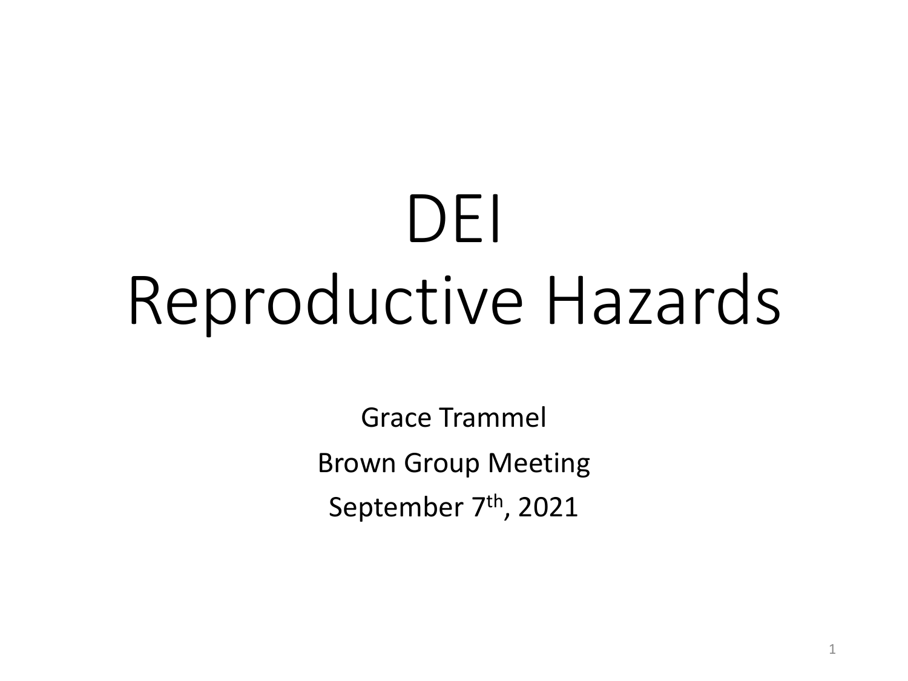# DEI
# Reproductive Hazards

Grace Trammel

Brown Group Meeting

September 7th, 2021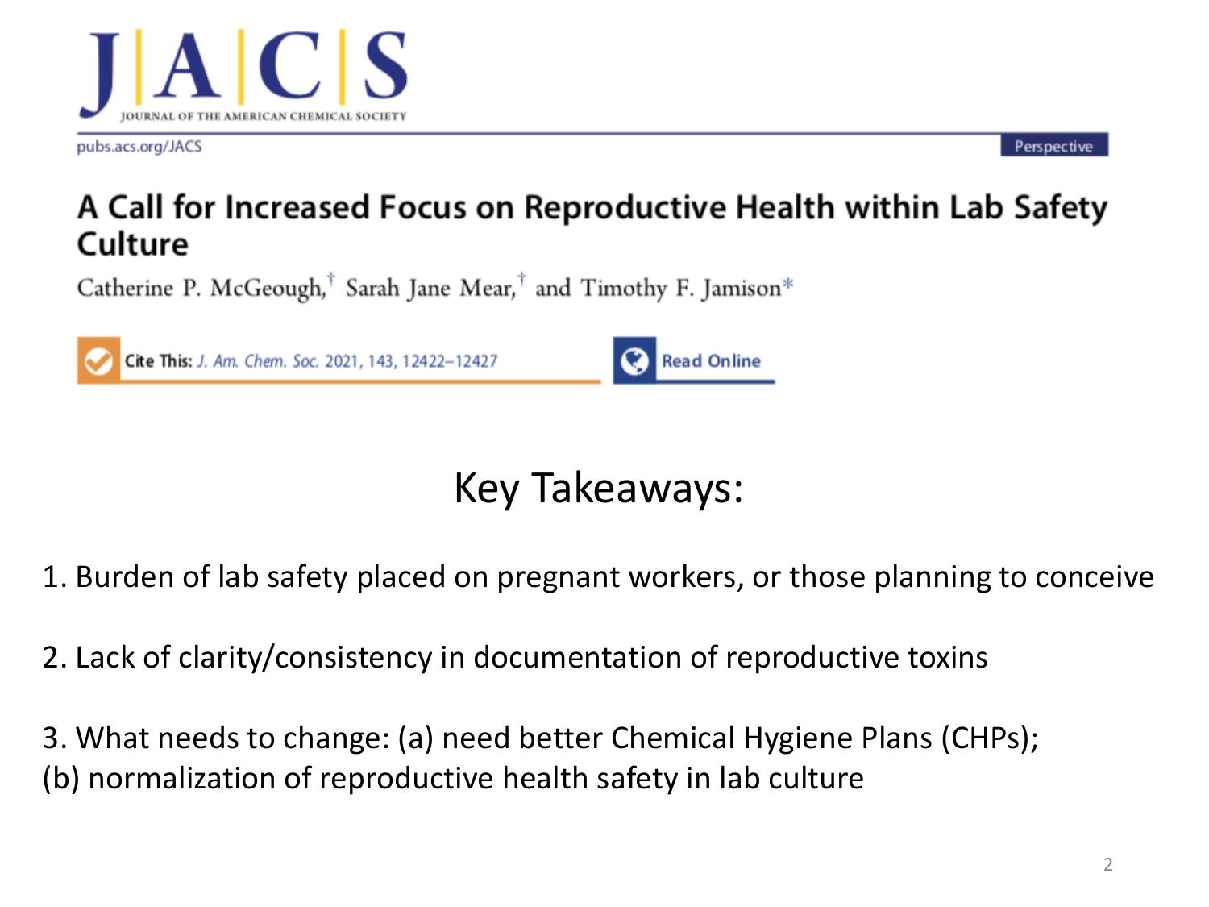JACS
JOURNAL OF THE AMERICAN CHEMICAL SOCIETY

pubs.acs.org/JACS

Perspective

# A Call for Increased Focus on Reproductive Health within Lab Safety Culture

Catherine P. McGeough,[†] Sarah Jane Mear,[†] and Timothy F. Jamison*

Cite This: *J. Am. Chem. Soc.* 2021, 143, 12422–12427

Read Online

## Key Takeaways:

1. Burden of lab safety placed on pregnant workers, or those planning to conceive

2. Lack of clarity/consistency in documentation of reproductive toxins

3. What needs to change: (a) need better Chemical Hygiene Plans (CHPs);
(b) normalization of reproductive health safety in lab culture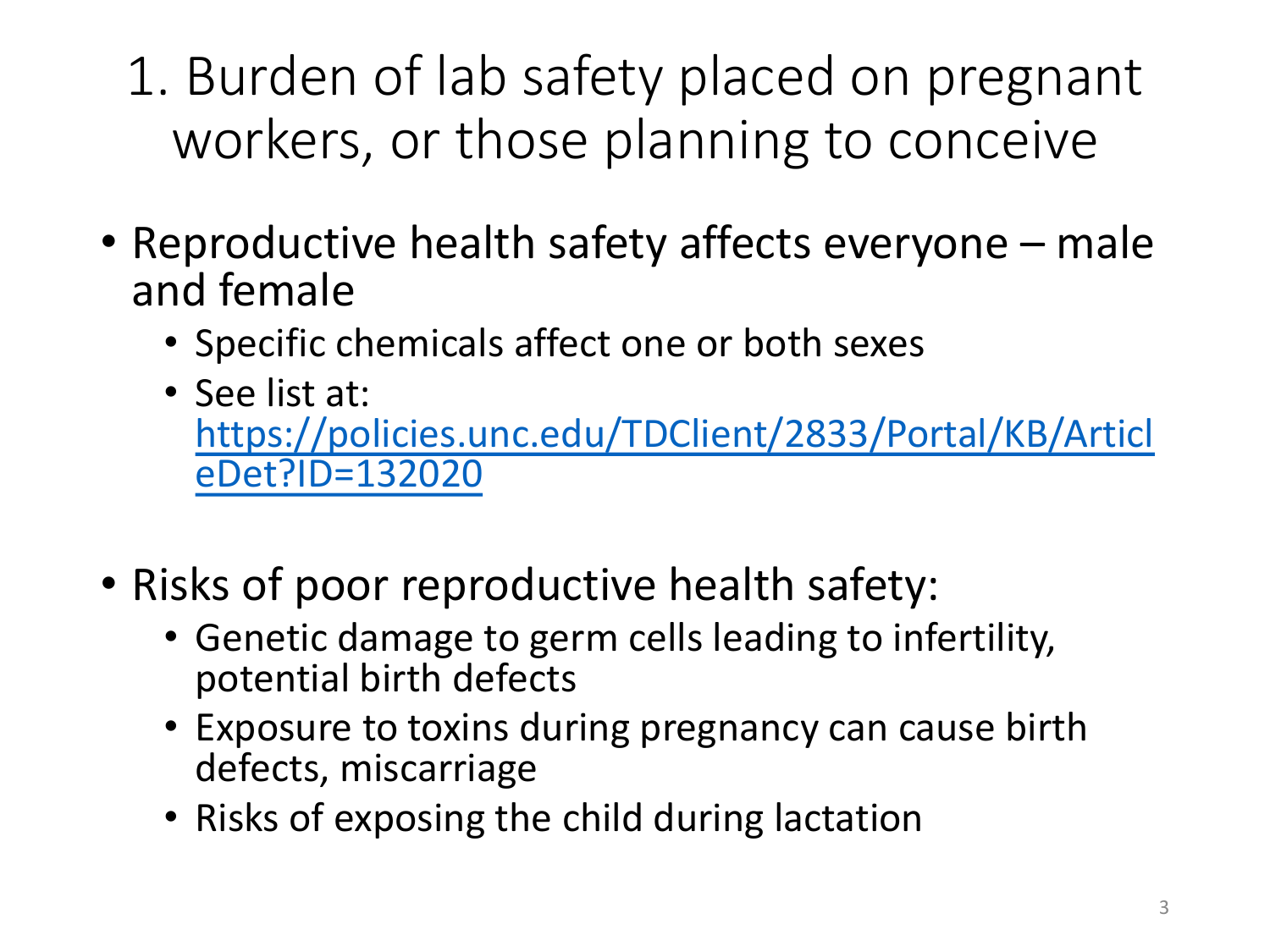# 1. Burden of lab safety placed on pregnant workers, or those planning to conceive

- Reproductive health safety affects everyone – male and female
  - Specific chemicals affect one or both sexes
  - See list at: [https://policies.unc.edu/TDClient/2833/Portal/KB/ArticleDet?ID=132020](https://policies.unc.edu/TDClient/2833/Portal/KB/ArticleDet?ID=132020)

- Risks of poor reproductive health safety:
  - Genetic damage to germ cells leading to infertility, potential birth defects
  - Exposure to toxins during pregnancy can cause birth defects, miscarriage
  - Risks of exposing the child during lactation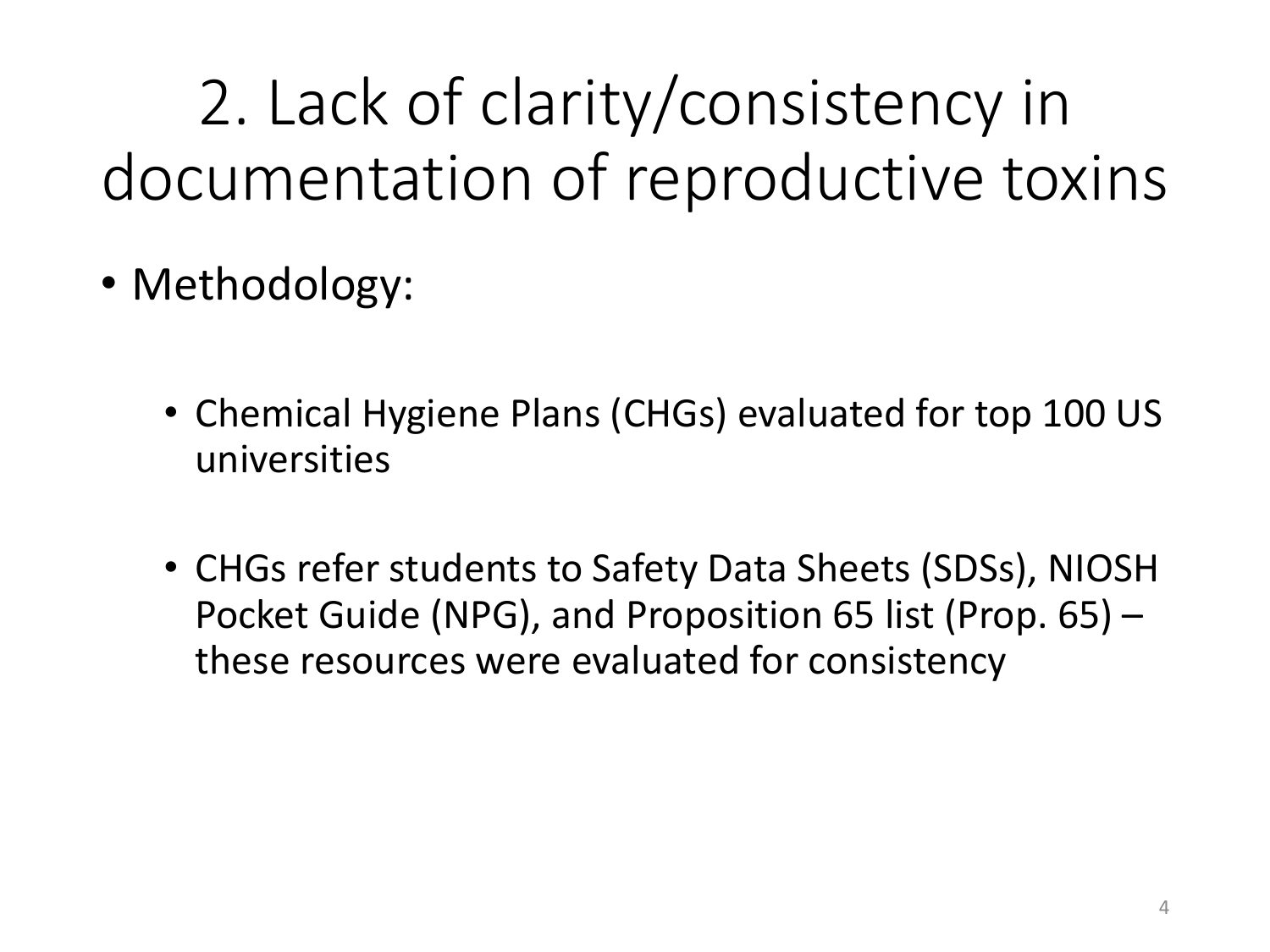# 2. Lack of clarity/consistency in documentation of reproductive toxins

- Methodology:
  - Chemical Hygiene Plans (CHGs) evaluated for top 100 US universities
  - CHGs refer students to Safety Data Sheets (SDSs), NIOSH Pocket Guide (NPG), and Proposition 65 list (Prop. 65) – these resources were evaluated for consistency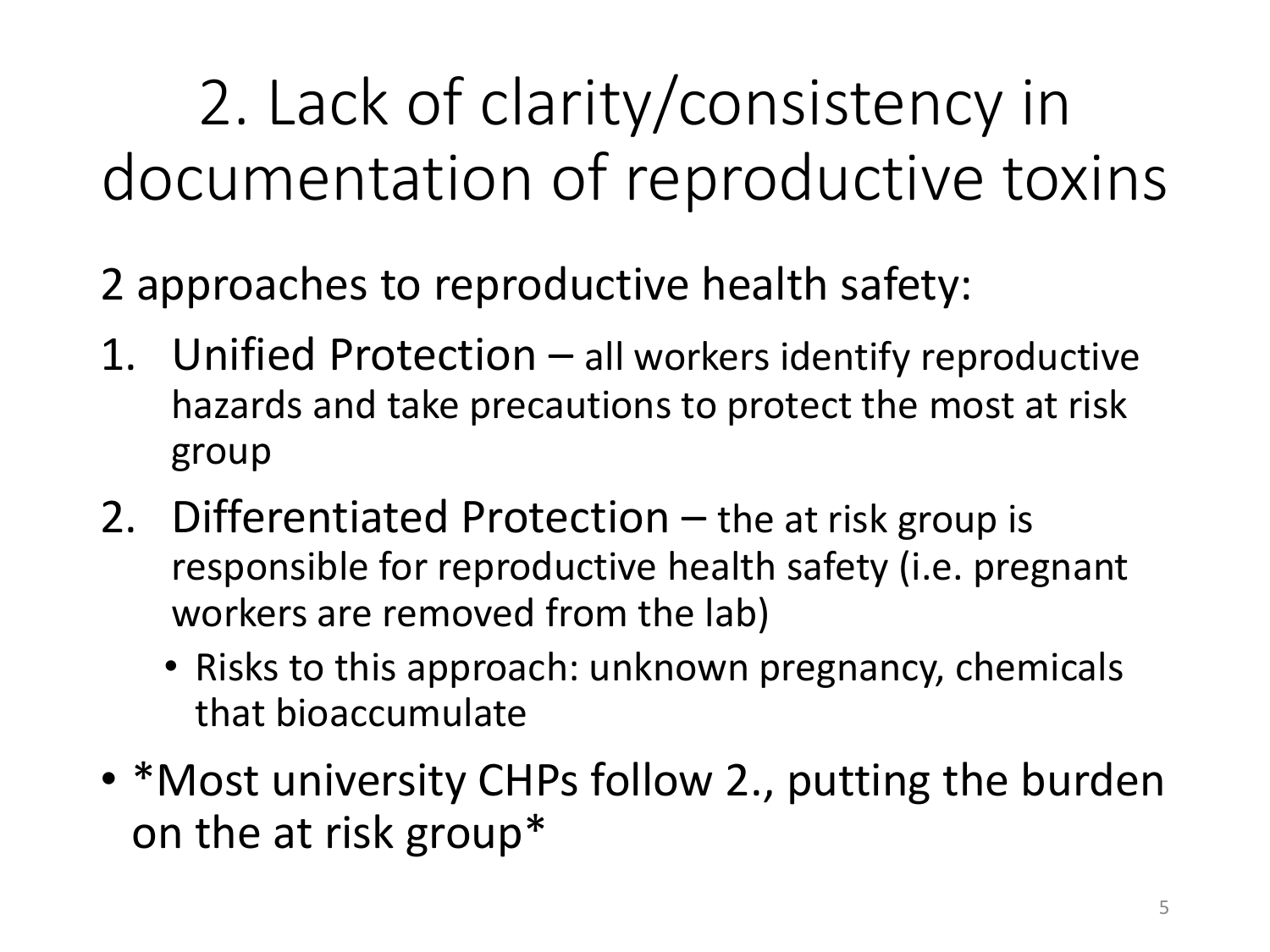# 2. Lack of clarity/consistency in documentation of reproductive toxins

2 approaches to reproductive health safety:

1. Unified Protection – all workers identify reproductive hazards and take precautions to protect the most at risk group
2. Differentiated Protection – the at risk group is responsible for reproductive health safety (i.e. pregnant workers are removed from the lab)
   - Risks to this approach: unknown pregnancy, chemicals that bioaccumulate

- *Most university CHPs follow 2., putting the burden on the at risk group*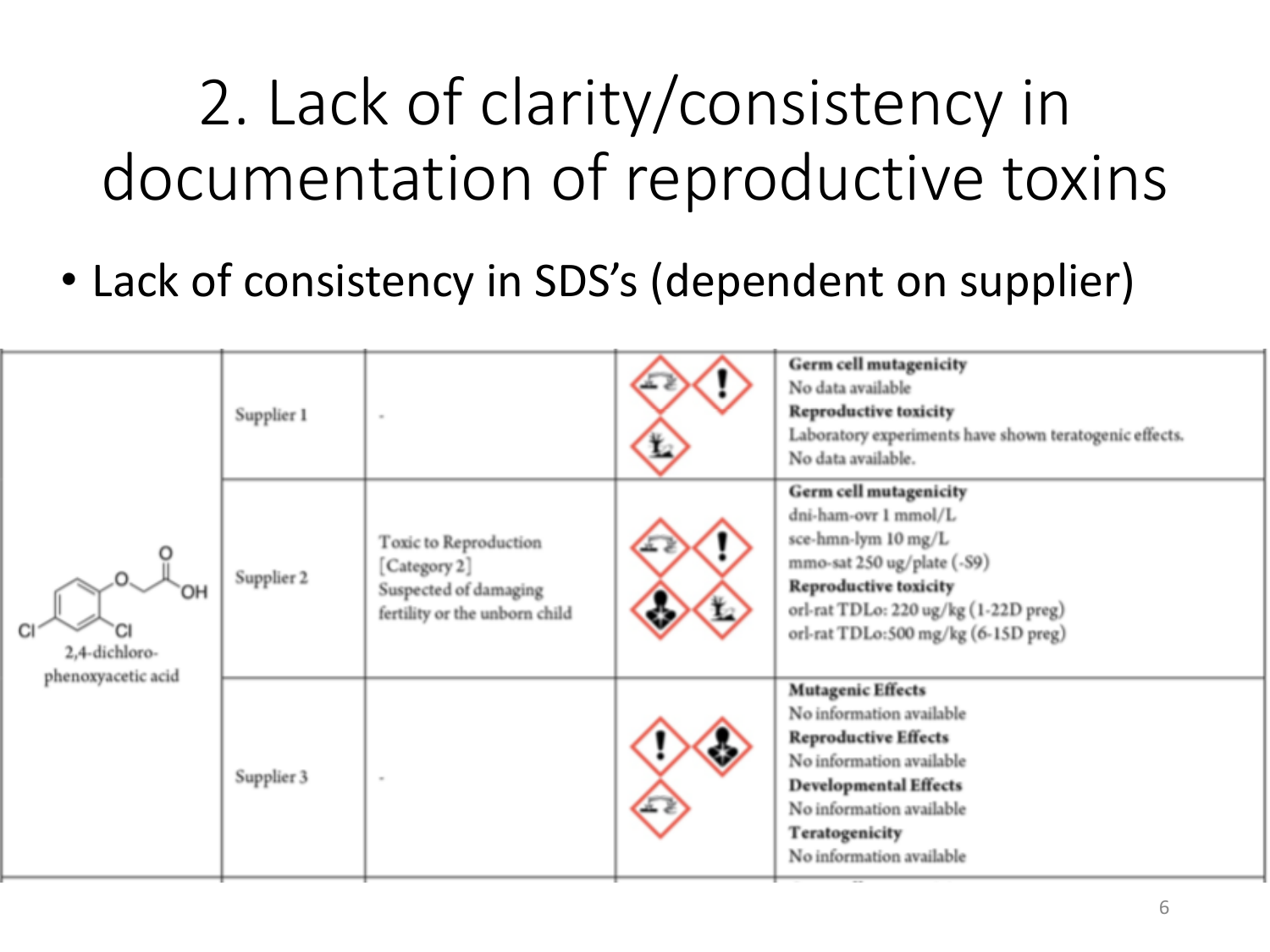# 2. Lack of clarity/consistency in documentation of reproductive toxins

- Lack of consistency in SDS's (dependent on supplier)

| | | | | |
|---|---|---|---|---|
| 2,4-dichloro-phenoxyacetic acid | Supplier 1 | - | | **Germ cell mutagenicity**<br>No data available<br>**Reproductive toxicity**<br>Laboratory experiments have shown teratogenic effects.<br>No data available. |
| | Supplier 2 | Toxic to Reproduction [Category 2]<br>Suspected of damaging fertility or the unborn child | | **Germ cell mutagenicity**<br>dni-ham-ovr 1 mmol/L<br>sce-hmn-lym 10 mg/L<br>mmo-sat 250 ug/plate (-S9)<br>**Reproductive toxicity**<br>orl-rat TDLo: 220 ug/kg (1-22D preg)<br>orl-rat TDLo:500 mg/kg (6-15D preg) |
| | Supplier 3 | - | | **Mutagenic Effects**<br>No information available<br>**Reproductive Effects**<br>No information available<br>**Developmental Effects**<br>No information available<br>**Teratogenicity**<br>No information available |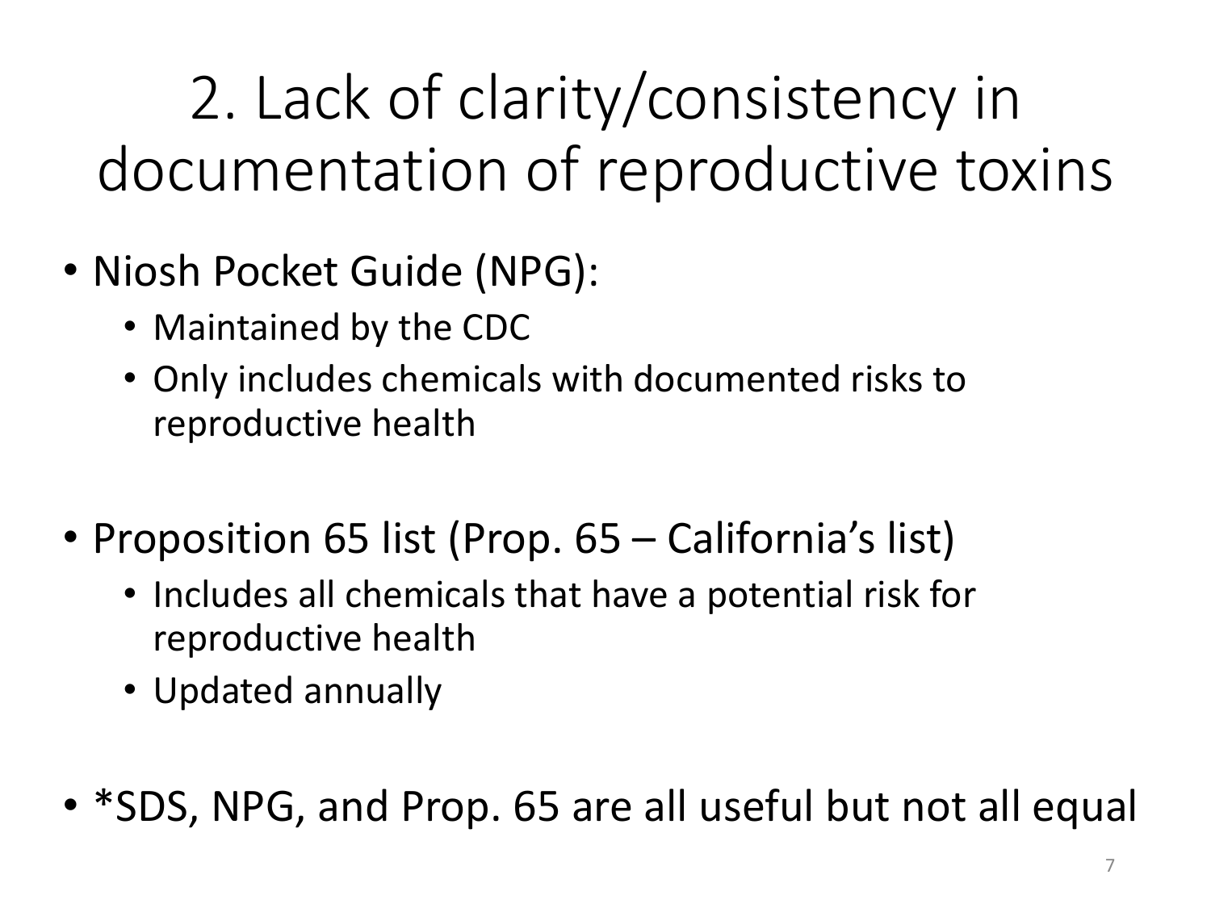# 2. Lack of clarity/consistency in documentation of reproductive toxins

- Niosh Pocket Guide (NPG):
  - Maintained by the CDC
  - Only includes chemicals with documented risks to reproductive health
- Proposition 65 list (Prop. 65 – California's list)
  - Includes all chemicals that have a potential risk for reproductive health
  - Updated annually
- *SDS, NPG, and Prop. 65 are all useful but not all equal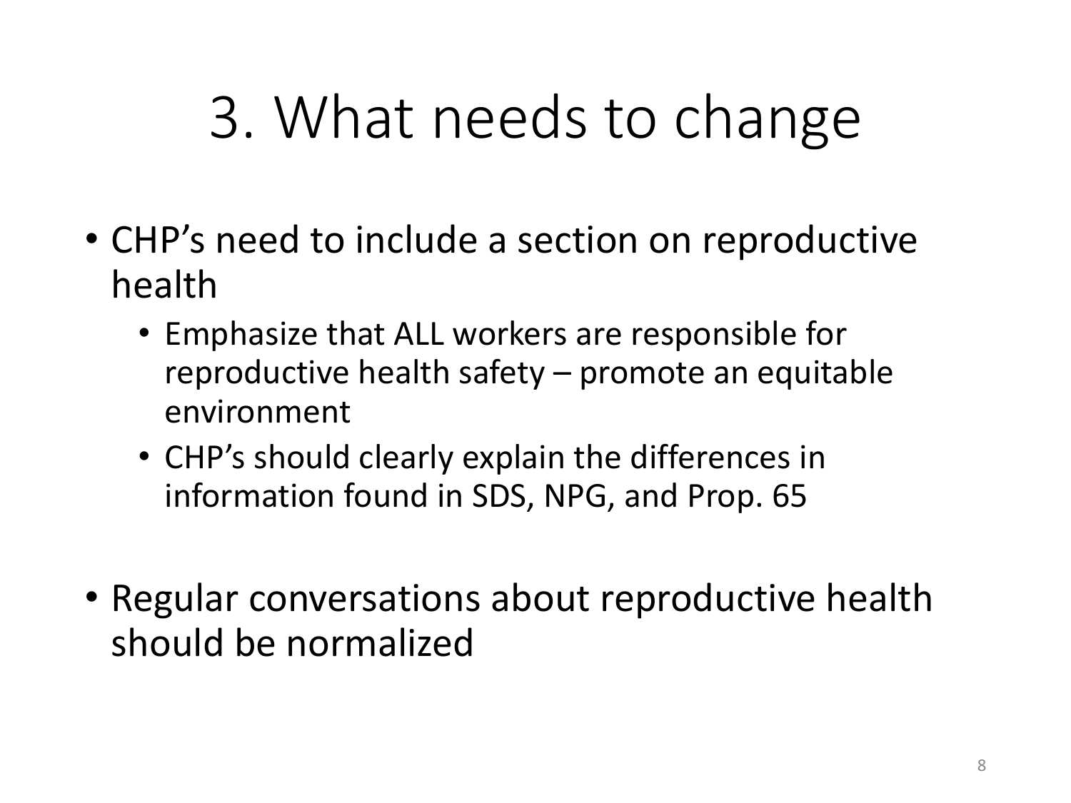# 3. What needs to change

- CHP's need to include a section on reproductive health
  - Emphasize that ALL workers are responsible for reproductive health safety – promote an equitable environment
  - CHP's should clearly explain the differences in information found in SDS, NPG, and Prop. 65
- Regular conversations about reproductive health should be normalized